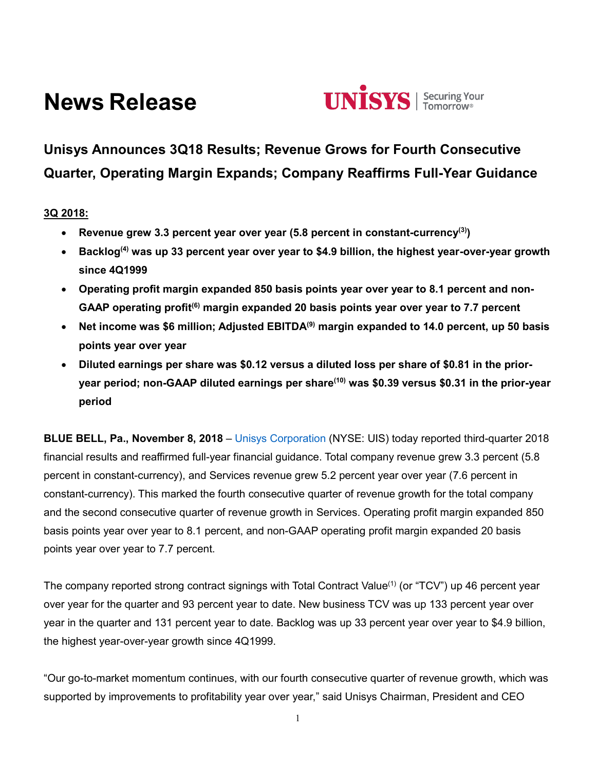# News Release

UNISYS | Securing Your Tomorrow®

## Unisys Announces 3Q18 Results; Revenue Grows for Fourth Consecutive Quarter, Operating Margin Expands; Company Reaffirms Full-Year Guidance

**3Q 2018:**

- **Revenue grew 3.3 percent year over year (5.8 percent in constant-currency[3])**
- **Backlog[4] was up 33 percent year over year to $4.9 billion, the highest year-over-year growth since 4Q1999**
- **Operating profit margin expanded 850 basis points year over year to 8.1 percent and non-GAAP operating profit[6] margin expanded 20 basis points year over year to 7.7 percent**
- **Net income was $6 million; Adjusted EBITDA[9] margin expanded to 14.0 percent, up 50 basis points year over year**
- **Diluted earnings per share was $0.12 versus a diluted loss per share of $0.81 in the prior-year period; non-GAAP diluted earnings per share[10] was $0.39 versus $0.31 in the prior-year period**

**BLUE BELL, Pa., November 8, 2018** – Unisys Corporation (NYSE: UIS) today reported third-quarter 2018 financial results and reaffirmed full-year financial guidance. Total company revenue grew 3.3 percent (5.8 percent in constant-currency), and Services revenue grew 5.2 percent year over year (7.6 percent in constant-currency). This marked the fourth consecutive quarter of revenue growth for the total company and the second consecutive quarter of revenue growth in Services. Operating profit margin expanded 850 basis points year over year to 8.1 percent, and non-GAAP operating profit margin expanded 20 basis points year over year to 7.7 percent.

The company reported strong contract signings with Total Contract Value[1] (or "TCV") up 46 percent year over year for the quarter and 93 percent year to date. New business TCV was up 133 percent year over year in the quarter and 131 percent year to date. Backlog was up 33 percent year over year to $4.9 billion, the highest year-over-year growth since 4Q1999.

"Our go-to-market momentum continues, with our fourth consecutive quarter of revenue growth, which was supported by improvements to profitability year over year," said Unisys Chairman, President and CEO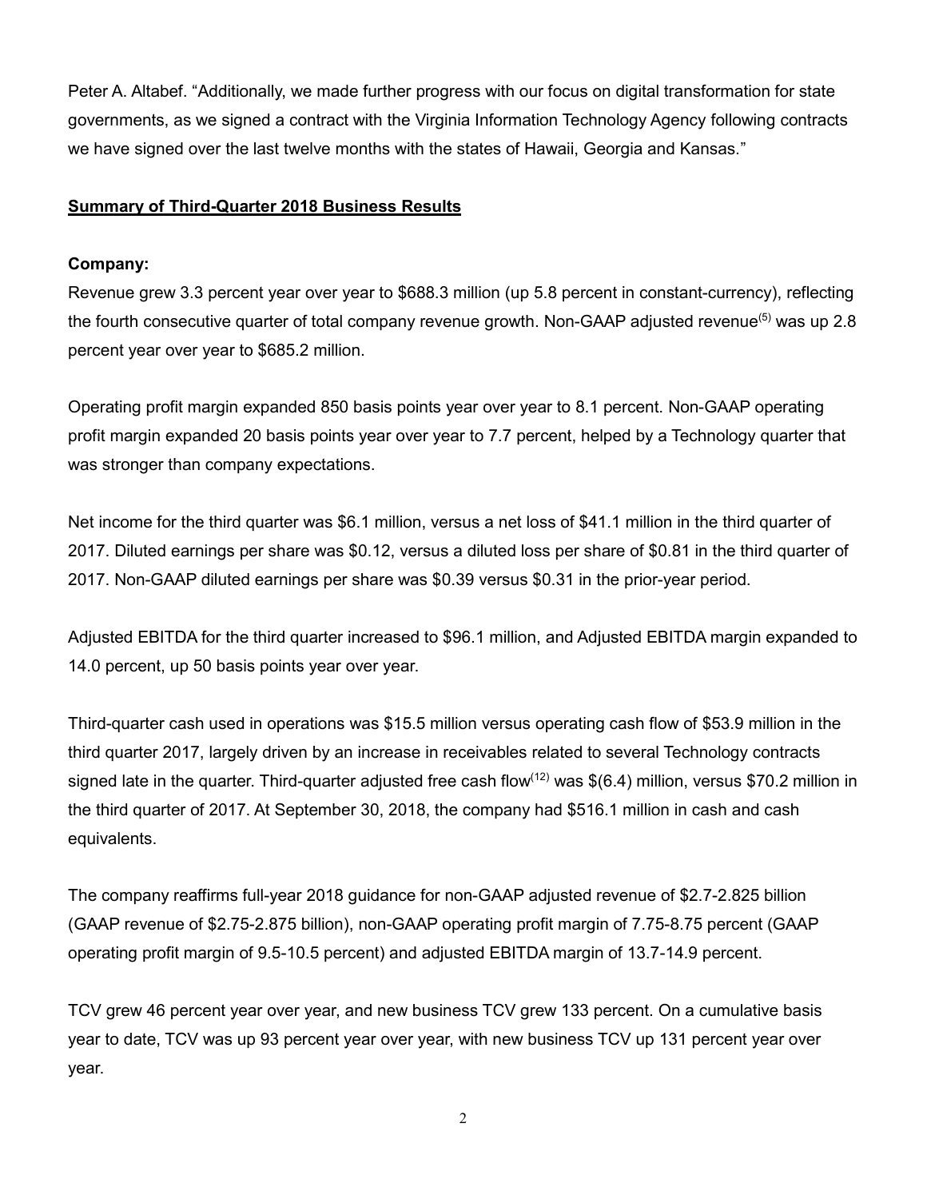Peter A. Altabef. “Additionally, we made further progress with our focus on digital transformation for state governments, as we signed a contract with the Virginia Information Technology Agency following contracts we have signed over the last twelve months with the states of Hawaii, Georgia and Kansas.”

## Summary of Third-Quarter 2018 Business Results

**Company:**

Revenue grew 3.3 percent year over year to $688.3 million (up 5.8 percent in constant-currency), reflecting the fourth consecutive quarter of total company revenue growth. Non-GAAP adjusted revenue[5] was up 2.8 percent year over year to $685.2 million.

Operating profit margin expanded 850 basis points year over year to 8.1 percent. Non-GAAP operating profit margin expanded 20 basis points year over year to 7.7 percent, helped by a Technology quarter that was stronger than company expectations.

Net income for the third quarter was $6.1 million, versus a net loss of $41.1 million in the third quarter of 2017. Diluted earnings per share was $0.12, versus a diluted loss per share of $0.81 in the third quarter of 2017. Non-GAAP diluted earnings per share was $0.39 versus $0.31 in the prior-year period.

Adjusted EBITDA for the third quarter increased to $96.1 million, and Adjusted EBITDA margin expanded to 14.0 percent, up 50 basis points year over year.

Third-quarter cash used in operations was $15.5 million versus operating cash flow of $53.9 million in the third quarter 2017, largely driven by an increase in receivables related to several Technology contracts signed late in the quarter. Third-quarter adjusted free cash flow[12] was $(6.4) million, versus $70.2 million in the third quarter of 2017. At September 30, 2018, the company had $516.1 million in cash and cash equivalents.

The company reaffirms full-year 2018 guidance for non-GAAP adjusted revenue of $2.7-2.825 billion (GAAP revenue of $2.75-2.875 billion), non-GAAP operating profit margin of 7.75-8.75 percent (GAAP operating profit margin of 9.5-10.5 percent) and adjusted EBITDA margin of 13.7-14.9 percent.

TCV grew 46 percent year over year, and new business TCV grew 133 percent. On a cumulative basis year to date, TCV was up 93 percent year over year, with new business TCV up 131 percent year over year.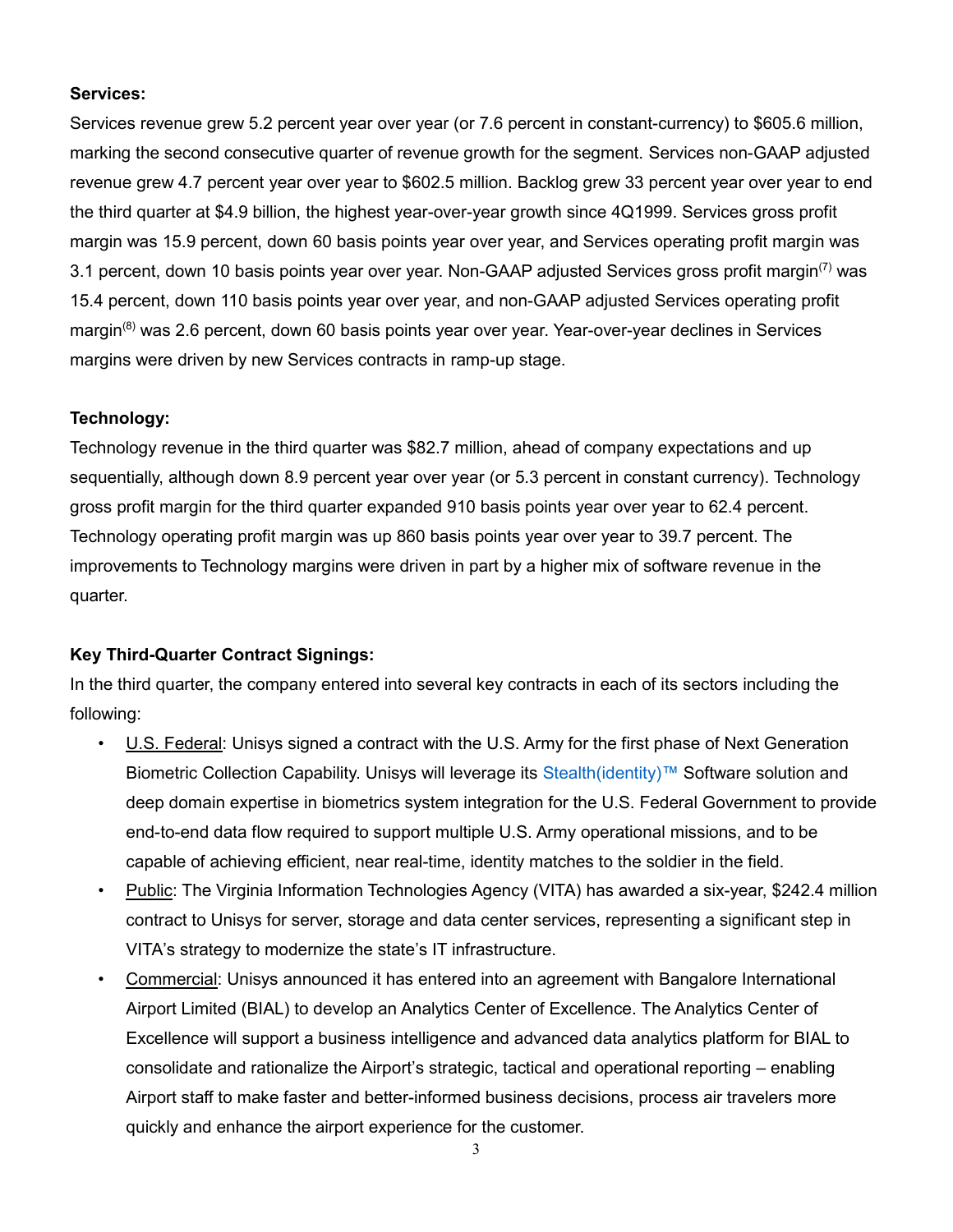**Services:**

Services revenue grew 5.2 percent year over year (or 7.6 percent in constant-currency) to $605.6 million, marking the second consecutive quarter of revenue growth for the segment. Services non-GAAP adjusted revenue grew 4.7 percent year over year to $602.5 million. Backlog grew 33 percent year over year to end the third quarter at $4.9 billion, the highest year-over-year growth since 4Q1999. Services gross profit margin was 15.9 percent, down 60 basis points year over year, and Services operating profit margin was 3.1 percent, down 10 basis points year over year. Non-GAAP adjusted Services gross profit margin(7) was 15.4 percent, down 110 basis points year over year, and non-GAAP adjusted Services operating profit margin(8) was 2.6 percent, down 60 basis points year over year. Year-over-year declines in Services margins were driven by new Services contracts in ramp-up stage.

**Technology:**

Technology revenue in the third quarter was $82.7 million, ahead of company expectations and up sequentially, although down 8.9 percent year over year (or 5.3 percent in constant currency). Technology gross profit margin for the third quarter expanded 910 basis points year over year to 62.4 percent. Technology operating profit margin was up 860 basis points year over year to 39.7 percent. The improvements to Technology margins were driven in part by a higher mix of software revenue in the quarter.

**Key Third-Quarter Contract Signings:**

In the third quarter, the company entered into several key contracts in each of its sectors including the following:

- U.S. Federal: Unisys signed a contract with the U.S. Army for the first phase of Next Generation Biometric Collection Capability. Unisys will leverage its Stealth(identity)™ Software solution and deep domain expertise in biometrics system integration for the U.S. Federal Government to provide end-to-end data flow required to support multiple U.S. Army operational missions, and to be capable of achieving efficient, near real-time, identity matches to the soldier in the field.
- Public: The Virginia Information Technologies Agency (VITA) has awarded a six-year, $242.4 million contract to Unisys for server, storage and data center services, representing a significant step in VITA's strategy to modernize the state's IT infrastructure.
- Commercial: Unisys announced it has entered into an agreement with Bangalore International Airport Limited (BIAL) to develop an Analytics Center of Excellence. The Analytics Center of Excellence will support a business intelligence and advanced data analytics platform for BIAL to consolidate and rationalize the Airport's strategic, tactical and operational reporting – enabling Airport staff to make faster and better-informed business decisions, process air travelers more quickly and enhance the airport experience for the customer.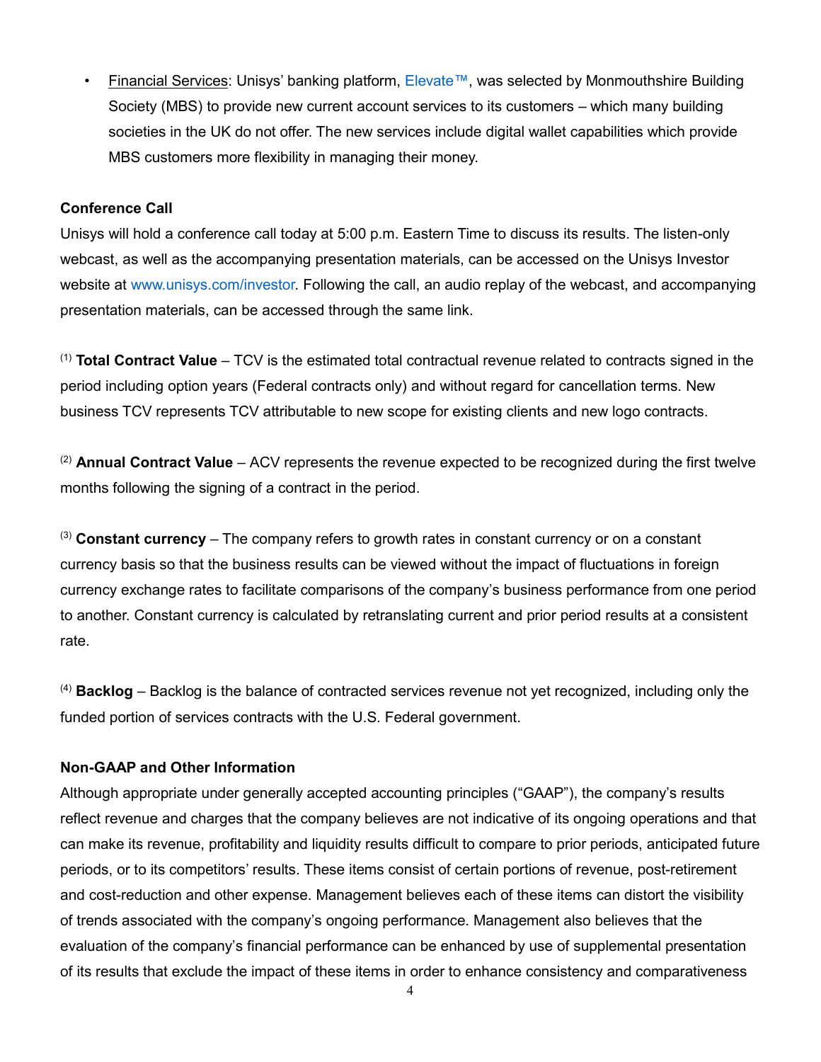- Financial Services: Unisys' banking platform, Elevate™, was selected by Monmouthshire Building Society (MBS) to provide new current account services to its customers – which many building societies in the UK do not offer. The new services include digital wallet capabilities which provide MBS customers more flexibility in managing their money.

**Conference Call**

Unisys will hold a conference call today at 5:00 p.m. Eastern Time to discuss its results. The listen-only webcast, as well as the accompanying presentation materials, can be accessed on the Unisys Investor website at www.unisys.com/investor. Following the call, an audio replay of the webcast, and accompanying presentation materials, can be accessed through the same link.

(1) **Total Contract Value** – TCV is the estimated total contractual revenue related to contracts signed in the period including option years (Federal contracts only) and without regard for cancellation terms. New business TCV represents TCV attributable to new scope for existing clients and new logo contracts.

(2) **Annual Contract Value** – ACV represents the revenue expected to be recognized during the first twelve months following the signing of a contract in the period.

(3) **Constant currency** – The company refers to growth rates in constant currency or on a constant currency basis so that the business results can be viewed without the impact of fluctuations in foreign currency exchange rates to facilitate comparisons of the company's business performance from one period to another. Constant currency is calculated by retranslating current and prior period results at a consistent rate.

(4) **Backlog** – Backlog is the balance of contracted services revenue not yet recognized, including only the funded portion of services contracts with the U.S. Federal government.

**Non-GAAP and Other Information**

Although appropriate under generally accepted accounting principles ("GAAP"), the company's results reflect revenue and charges that the company believes are not indicative of its ongoing operations and that can make its revenue, profitability and liquidity results difficult to compare to prior periods, anticipated future periods, or to its competitors' results. These items consist of certain portions of revenue, post-retirement and cost-reduction and other expense. Management believes each of these items can distort the visibility of trends associated with the company's ongoing performance. Management also believes that the evaluation of the company's financial performance can be enhanced by use of supplemental presentation of its results that exclude the impact of these items in order to enhance consistency and comparativeness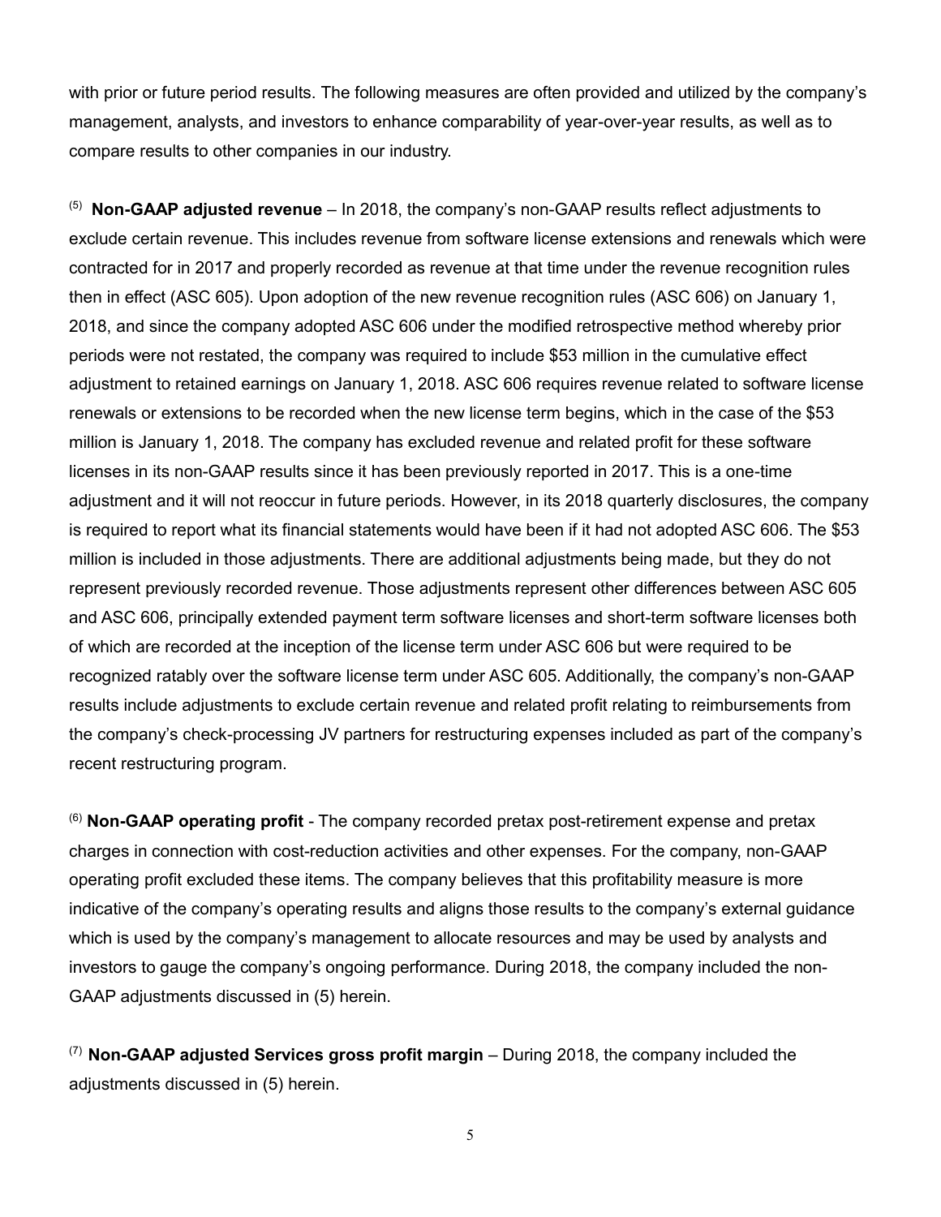with prior or future period results. The following measures are often provided and utilized by the company's management, analysts, and investors to enhance comparability of year-over-year results, as well as to compare results to other companies in our industry.

[5] **Non-GAAP adjusted revenue** – In 2018, the company's non-GAAP results reflect adjustments to exclude certain revenue. This includes revenue from software license extensions and renewals which were contracted for in 2017 and properly recorded as revenue at that time under the revenue recognition rules then in effect (ASC 605). Upon adoption of the new revenue recognition rules (ASC 606) on January 1, 2018, and since the company adopted ASC 606 under the modified retrospective method whereby prior periods were not restated, the company was required to include $53 million in the cumulative effect adjustment to retained earnings on January 1, 2018. ASC 606 requires revenue related to software license renewals or extensions to be recorded when the new license term begins, which in the case of the $53 million is January 1, 2018. The company has excluded revenue and related profit for these software licenses in its non-GAAP results since it has been previously reported in 2017. This is a one-time adjustment and it will not reoccur in future periods. However, in its 2018 quarterly disclosures, the company is required to report what its financial statements would have been if it had not adopted ASC 606. The $53 million is included in those adjustments. There are additional adjustments being made, but they do not represent previously recorded revenue. Those adjustments represent other differences between ASC 605 and ASC 606, principally extended payment term software licenses and short-term software licenses both of which are recorded at the inception of the license term under ASC 606 but were required to be recognized ratably over the software license term under ASC 605. Additionally, the company's non-GAAP results include adjustments to exclude certain revenue and related profit relating to reimbursements from the company's check-processing JV partners for restructuring expenses included as part of the company's recent restructuring program.

[6] **Non-GAAP operating profit** - The company recorded pretax post-retirement expense and pretax charges in connection with cost-reduction activities and other expenses. For the company, non-GAAP operating profit excluded these items. The company believes that this profitability measure is more indicative of the company's operating results and aligns those results to the company's external guidance which is used by the company's management to allocate resources and may be used by analysts and investors to gauge the company's ongoing performance. During 2018, the company included the non-GAAP adjustments discussed in (5) herein.

[7] **Non-GAAP adjusted Services gross profit margin** – During 2018, the company included the adjustments discussed in (5) herein.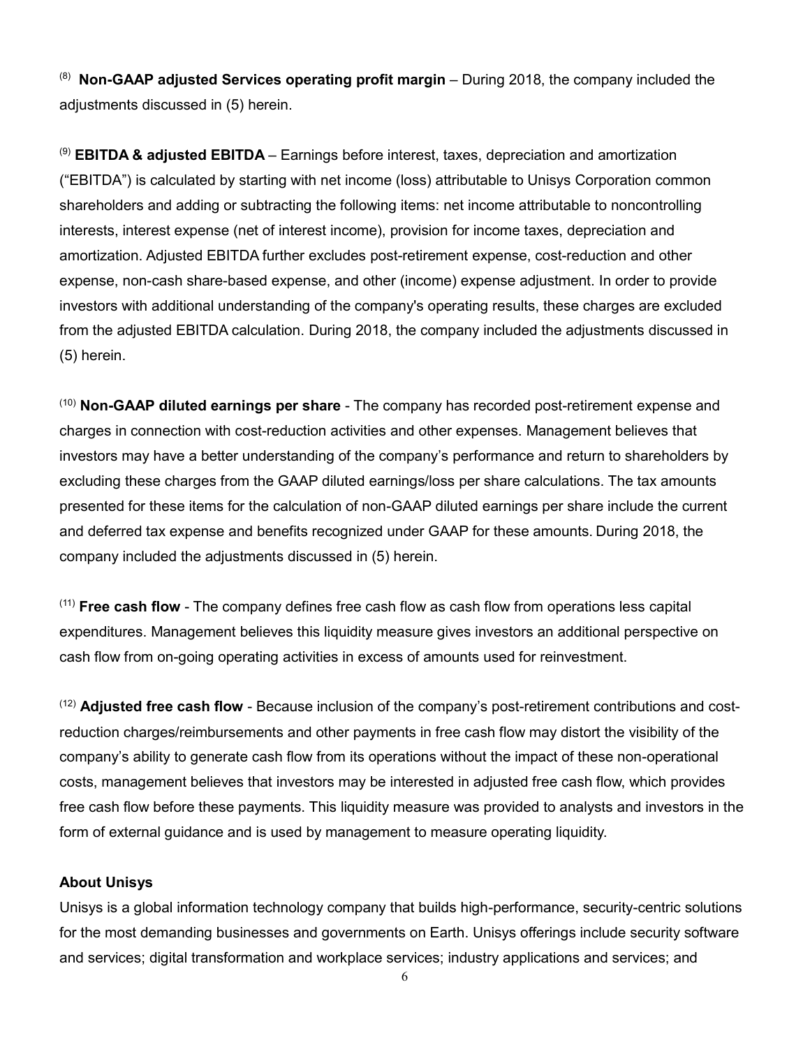[8] **Non-GAAP adjusted Services operating profit margin** – During 2018, the company included the adjustments discussed in (5) herein.

[9] **EBITDA & adjusted EBITDA** – Earnings before interest, taxes, depreciation and amortization ("EBITDA") is calculated by starting with net income (loss) attributable to Unisys Corporation common shareholders and adding or subtracting the following items: net income attributable to noncontrolling interests, interest expense (net of interest income), provision for income taxes, depreciation and amortization. Adjusted EBITDA further excludes post-retirement expense, cost-reduction and other expense, non-cash share-based expense, and other (income) expense adjustment. In order to provide investors with additional understanding of the company's operating results, these charges are excluded from the adjusted EBITDA calculation. During 2018, the company included the adjustments discussed in (5) herein.

[10] **Non-GAAP diluted earnings per share** - The company has recorded post-retirement expense and charges in connection with cost-reduction activities and other expenses. Management believes that investors may have a better understanding of the company's performance and return to shareholders by excluding these charges from the GAAP diluted earnings/loss per share calculations. The tax amounts presented for these items for the calculation of non-GAAP diluted earnings per share include the current and deferred tax expense and benefits recognized under GAAP for these amounts. During 2018, the company included the adjustments discussed in (5) herein.

[11] **Free cash flow** - The company defines free cash flow as cash flow from operations less capital expenditures. Management believes this liquidity measure gives investors an additional perspective on cash flow from on-going operating activities in excess of amounts used for reinvestment.

[12] **Adjusted free cash flow** - Because inclusion of the company's post-retirement contributions and cost-reduction charges/reimbursements and other payments in free cash flow may distort the visibility of the company's ability to generate cash flow from its operations without the impact of these non-operational costs, management believes that investors may be interested in adjusted free cash flow, which provides free cash flow before these payments. This liquidity measure was provided to analysts and investors in the form of external guidance and is used by management to measure operating liquidity.

**About Unisys**

Unisys is a global information technology company that builds high-performance, security-centric solutions for the most demanding businesses and governments on Earth. Unisys offerings include security software and services; digital transformation and workplace services; industry applications and services; and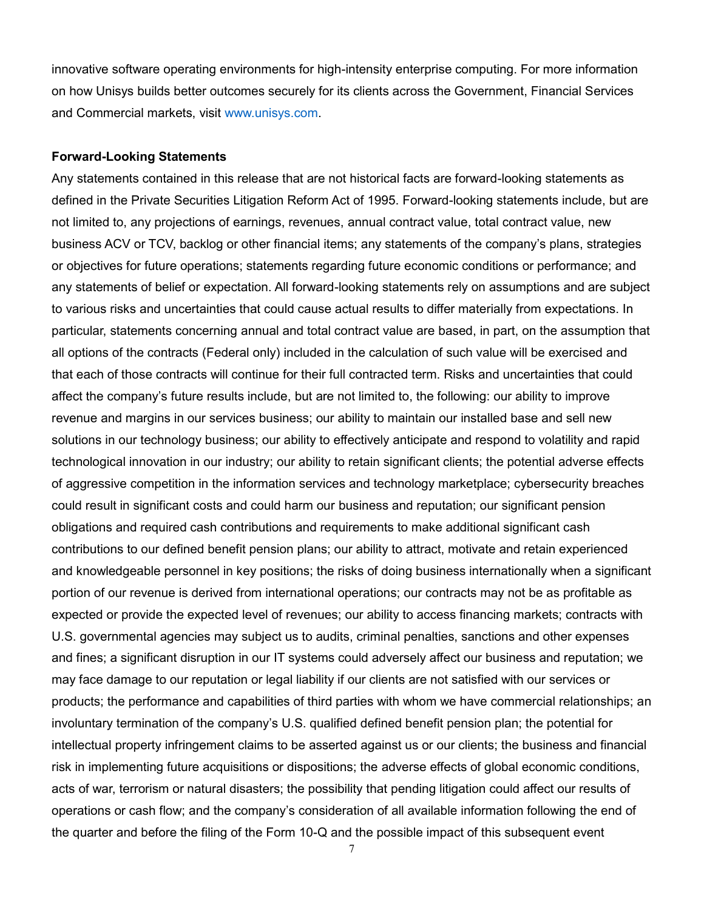innovative software operating environments for high-intensity enterprise computing. For more information on how Unisys builds better outcomes securely for its clients across the Government, Financial Services and Commercial markets, visit www.unisys.com.

**Forward-Looking Statements**

Any statements contained in this release that are not historical facts are forward-looking statements as defined in the Private Securities Litigation Reform Act of 1995. Forward-looking statements include, but are not limited to, any projections of earnings, revenues, annual contract value, total contract value, new business ACV or TCV, backlog or other financial items; any statements of the company's plans, strategies or objectives for future operations; statements regarding future economic conditions or performance; and any statements of belief or expectation. All forward-looking statements rely on assumptions and are subject to various risks and uncertainties that could cause actual results to differ materially from expectations. In particular, statements concerning annual and total contract value are based, in part, on the assumption that all options of the contracts (Federal only) included in the calculation of such value will be exercised and that each of those contracts will continue for their full contracted term. Risks and uncertainties that could affect the company's future results include, but are not limited to, the following: our ability to improve revenue and margins in our services business; our ability to maintain our installed base and sell new solutions in our technology business; our ability to effectively anticipate and respond to volatility and rapid technological innovation in our industry; our ability to retain significant clients; the potential adverse effects of aggressive competition in the information services and technology marketplace; cybersecurity breaches could result in significant costs and could harm our business and reputation; our significant pension obligations and required cash contributions and requirements to make additional significant cash contributions to our defined benefit pension plans; our ability to attract, motivate and retain experienced and knowledgeable personnel in key positions; the risks of doing business internationally when a significant portion of our revenue is derived from international operations; our contracts may not be as profitable as expected or provide the expected level of revenues; our ability to access financing markets; contracts with U.S. governmental agencies may subject us to audits, criminal penalties, sanctions and other expenses and fines; a significant disruption in our IT systems could adversely affect our business and reputation; we may face damage to our reputation or legal liability if our clients are not satisfied with our services or products; the performance and capabilities of third parties with whom we have commercial relationships; an involuntary termination of the company's U.S. qualified defined benefit pension plan; the potential for intellectual property infringement claims to be asserted against us or our clients; the business and financial risk in implementing future acquisitions or dispositions; the adverse effects of global economic conditions, acts of war, terrorism or natural disasters; the possibility that pending litigation could affect our results of operations or cash flow; and the company's consideration of all available information following the end of the quarter and before the filing of the Form 10-Q and the possible impact of this subsequent event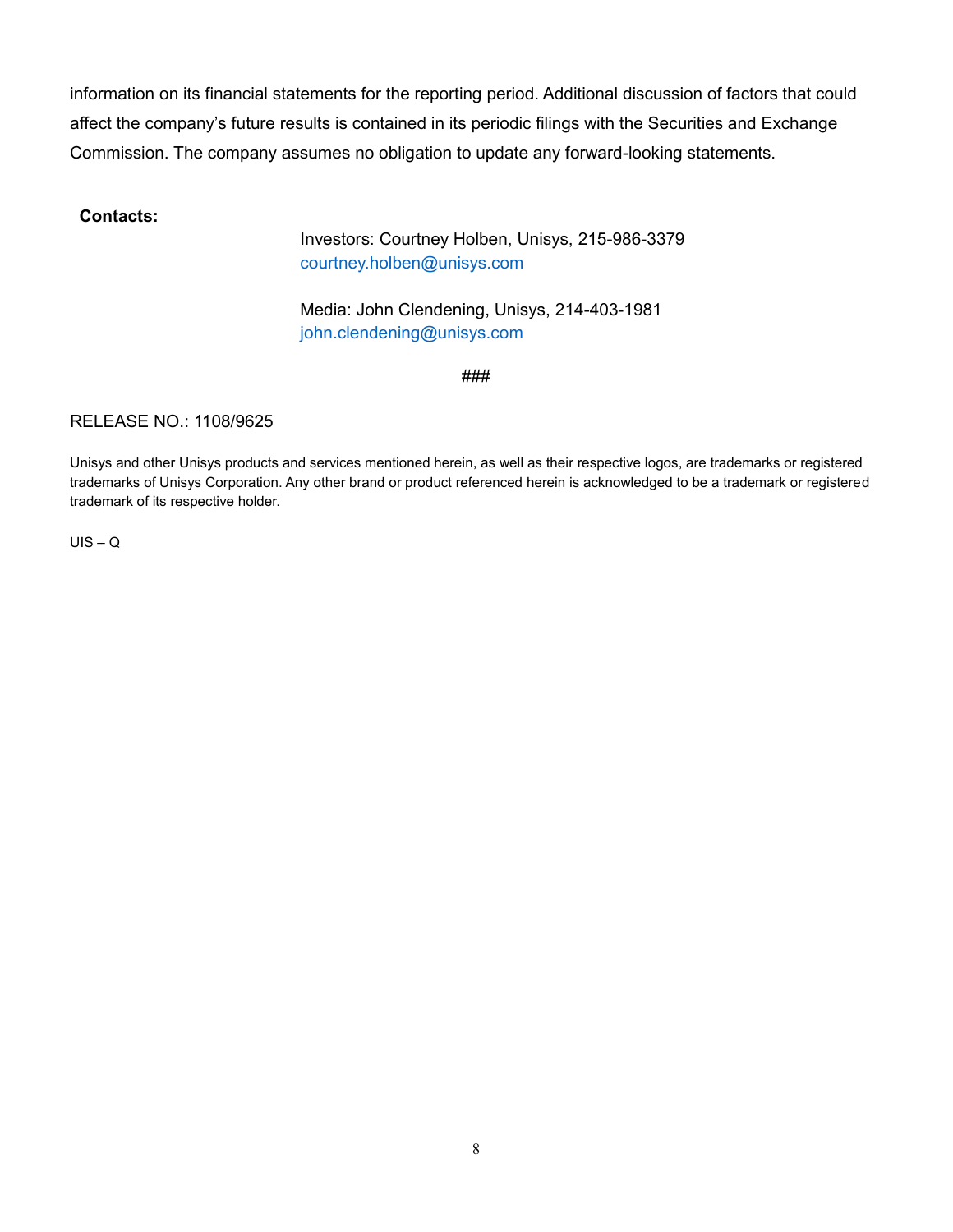information on its financial statements for the reporting period. Additional discussion of factors that could affect the company's future results is contained in its periodic filings with the Securities and Exchange Commission. The company assumes no obligation to update any forward-looking statements.

**Contacts:**

Investors: Courtney Holben, Unisys, 215-986-3379
courtney.holben@unisys.com

Media: John Clendening, Unisys, 214-403-1981
john.clendening@unisys.com

###

RELEASE NO.: 1108/9625

Unisys and other Unisys products and services mentioned herein, as well as their respective logos, are trademarks or registered trademarks of Unisys Corporation. Any other brand or product referenced herein is acknowledged to be a trademark or registered trademark of its respective holder.

UIS – Q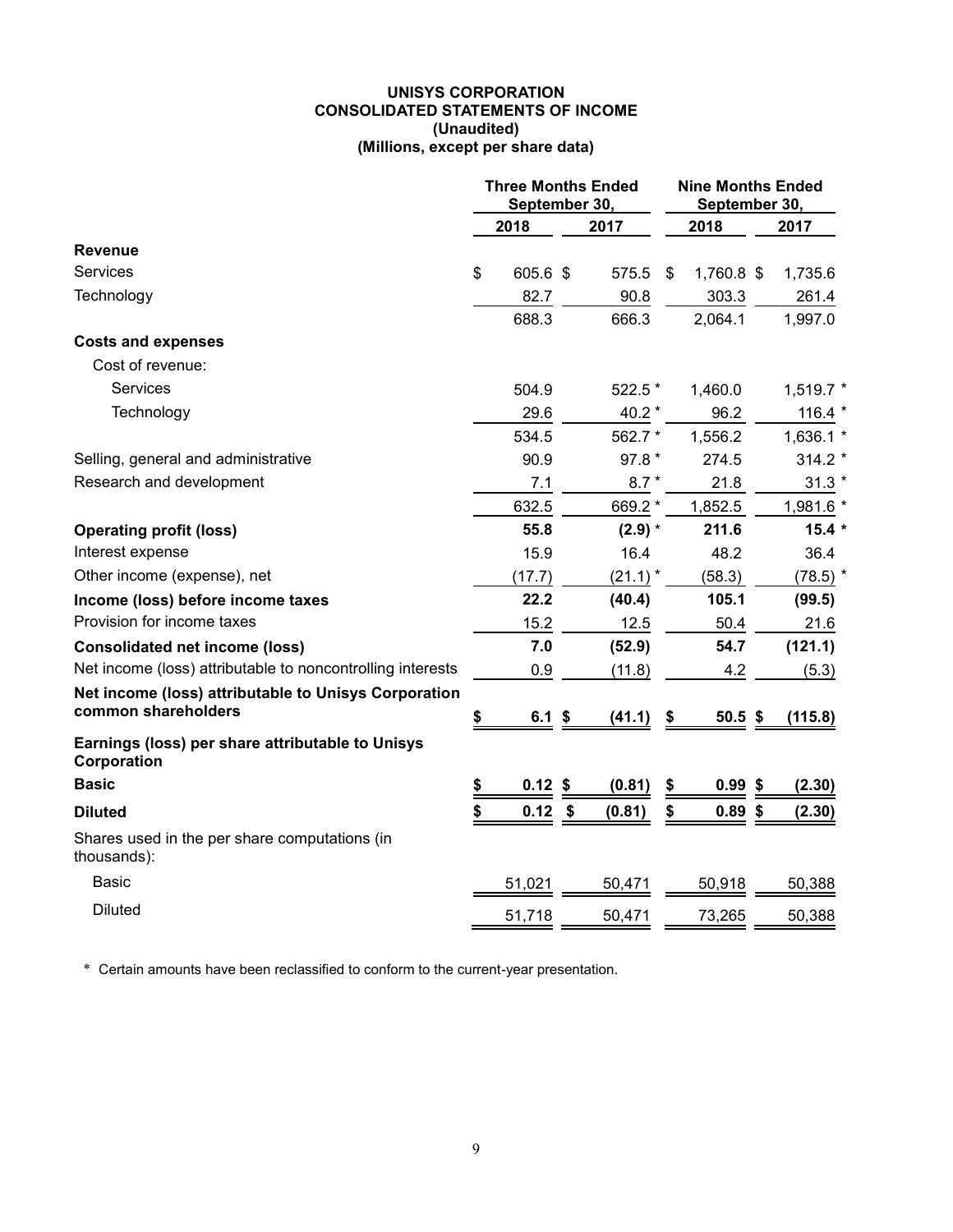**UNISYS CORPORATION**
**CONSOLIDATED STATEMENTS OF INCOME**
**(Unaudited)**
**(Millions, except per share data)**

| | Three Months Ended September 30, | | Nine Months Ended September 30, | |
|---|---|---|---|---|
| | 2018 | 2017 | 2018 | 2017 |
| **Revenue** | | | | |
| Services | $ 605.6 | $ 575.5 | $ 1,760.8 | $ 1,735.6 |
| Technology | 82.7 | 90.8 | 303.3 | 261.4 |
| | 688.3 | 666.3 | 2,064.1 | 1,997.0 |
| **Costs and expenses** | | | | |
| Cost of revenue: | | | | |
| Services | 504.9 | 522.5 * | 1,460.0 | 1,519.7 * |
| Technology | 29.6 | 40.2 * | 96.2 | 116.4 * |
| | 534.5 | 562.7 * | 1,556.2 | 1,636.1 * |
| Selling, general and administrative | 90.9 | 97.8 * | 274.5 | 314.2 * |
| Research and development | 7.1 | 8.7 * | 21.8 | 31.3 * |
| | 632.5 | 669.2 * | 1,852.5 | 1,981.6 * |
| **Operating profit (loss)** | **55.8** | **(2.9) *** | **211.6** | **15.4 *** |
| Interest expense | 15.9 | 16.4 | 48.2 | 36.4 |
| Other income (expense), net | (17.7) | (21.1) * | (58.3) | (78.5) * |
| **Income (loss) before income taxes** | **22.2** | **(40.4)** | **105.1** | **(99.5)** |
| Provision for income taxes | 15.2 | 12.5 | 50.4 | 21.6 |
| **Consolidated net income (loss)** | **7.0** | **(52.9)** | **54.7** | **(121.1)** |
| Net income (loss) attributable to noncontrolling interests | 0.9 | (11.8) | 4.2 | (5.3) |
| **Net income (loss) attributable to Unisys Corporation common shareholders** | **$ 6.1** | **$ (41.1)** | **$ 50.5** | **$ (115.8)** |
| **Earnings (loss) per share attributable to Unisys Corporation** | | | | |
| **Basic** | **$ 0.12** | **$ (0.81)** | **$ 0.99** | **$ (2.30)** |
| **Diluted** | **$ 0.12** | **$ (0.81)** | **$ 0.89** | **$ (2.30)** |
| Shares used in the per share computations (in thousands): | | | | |
| Basic | 51,021 | 50,471 | 50,918 | 50,388 |
| Diluted | 51,718 | 50,471 | 73,265 | 50,388 |

\* Certain amounts have been reclassified to conform to the current-year presentation.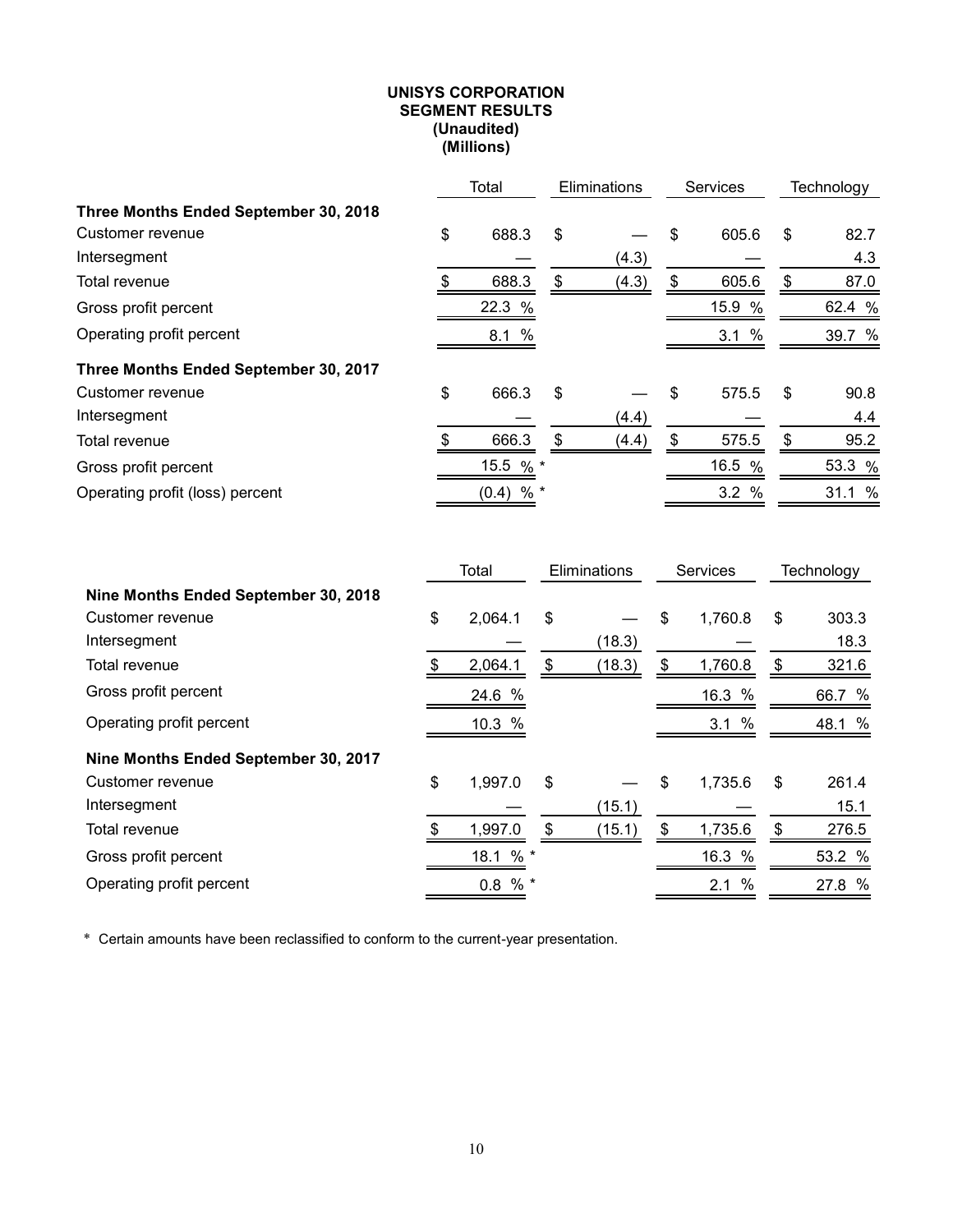**UNISYS CORPORATION**
**SEGMENT RESULTS**
**(Unaudited)**
**(Millions)**

| | Total | Eliminations | Services | Technology |
|---|---|---|---|---|
| **Three Months Ended September 30, 2018** | | | | |
| Customer revenue | $ 688.3 | $ — | $ 605.6 | $ 82.7 |
| Intersegment | — | (4.3) | — | 4.3 |
| Total revenue | $ 688.3 | $ (4.3) | $ 605.6 | $ 87.0 |
| Gross profit percent | 22.3 % | | 15.9 % | 62.4 % |
| Operating profit percent | 8.1 % | | 3.1 % | 39.7 % |
| **Three Months Ended September 30, 2017** | | | | |
| Customer revenue | $ 666.3 | $ — | $ 575.5 | $ 90.8 |
| Intersegment | — | (4.4) | — | 4.4 |
| Total revenue | $ 666.3 | $ (4.4) | $ 575.5 | $ 95.2 |
| Gross profit percent | 15.5 % * | | 16.5 % | 53.3 % |
| Operating profit (loss) percent | (0.4) % * | | 3.2 % | 31.1 % |

| | Total | Eliminations | Services | Technology |
|---|---|---|---|---|
| **Nine Months Ended September 30, 2018** | | | | |
| Customer revenue | $ 2,064.1 | $ — | $ 1,760.8 | $ 303.3 |
| Intersegment | — | (18.3) | — | 18.3 |
| Total revenue | $ 2,064.1 | $ (18.3) | $ 1,760.8 | $ 321.6 |
| Gross profit percent | 24.6 % | | 16.3 % | 66.7 % |
| Operating profit percent | 10.3 % | | 3.1 % | 48.1 % |
| **Nine Months Ended September 30, 2017** | | | | |
| Customer revenue | $ 1,997.0 | $ — | $ 1,735.6 | $ 261.4 |
| Intersegment | — | (15.1) | — | 15.1 |
| Total revenue | $ 1,997.0 | $ (15.1) | $ 1,735.6 | $ 276.5 |
| Gross profit percent | 18.1 % * | | 16.3 % | 53.2 % |
| Operating profit percent | 0.8 % * | | 2.1 % | 27.8 % |

\* Certain amounts have been reclassified to conform to the current-year presentation.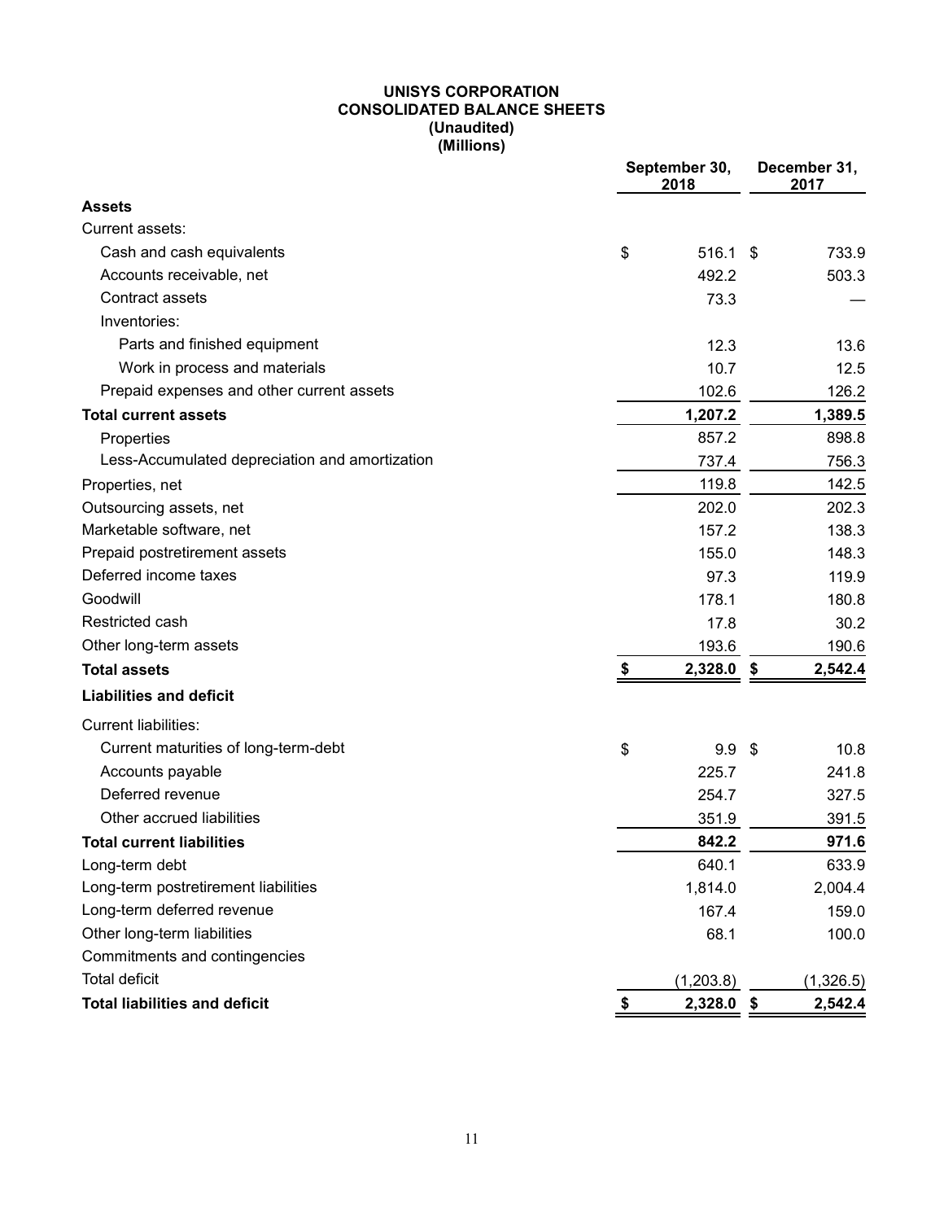**UNISYS CORPORATION**
**CONSOLIDATED BALANCE SHEETS**
**(Unaudited)**
**(Millions)**

| | September 30, 2018 | December 31, 2017 |
|---|---|---|
| **Assets** | | |
| Current assets: | | |
| Cash and cash equivalents | $ 516.1 | $ 733.9 |
| Accounts receivable, net | 492.2 | 503.3 |
| Contract assets | 73.3 | — |
| Inventories: | | |
| Parts and finished equipment | 12.3 | 13.6 |
| Work in process and materials | 10.7 | 12.5 |
| Prepaid expenses and other current assets | 102.6 | 126.2 |
| **Total current assets** | **1,207.2** | **1,389.5** |
| Properties | 857.2 | 898.8 |
| Less-Accumulated depreciation and amortization | 737.4 | 756.3 |
| Properties, net | 119.8 | 142.5 |
| Outsourcing assets, net | 202.0 | 202.3 |
| Marketable software, net | 157.2 | 138.3 |
| Prepaid postretirement assets | 155.0 | 148.3 |
| Deferred income taxes | 97.3 | 119.9 |
| Goodwill | 178.1 | 180.8 |
| Restricted cash | 17.8 | 30.2 |
| Other long-term assets | 193.6 | 190.6 |
| **Total assets** | **$ 2,328.0** | **$ 2,542.4** |
| **Liabilities and deficit** | | |
| Current liabilities: | | |
| Current maturities of long-term-debt | $ 9.9 | $ 10.8 |
| Accounts payable | 225.7 | 241.8 |
| Deferred revenue | 254.7 | 327.5 |
| Other accrued liabilities | 351.9 | 391.5 |
| **Total current liabilities** | **842.2** | **971.6** |
| Long-term debt | 640.1 | 633.9 |
| Long-term postretirement liabilities | 1,814.0 | 2,004.4 |
| Long-term deferred revenue | 167.4 | 159.0 |
| Other long-term liabilities | 68.1 | 100.0 |
| Commitments and contingencies | | |
| Total deficit | (1,203.8) | (1,326.5) |
| **Total liabilities and deficit** | **$ 2,328.0** | **$ 2,542.4** |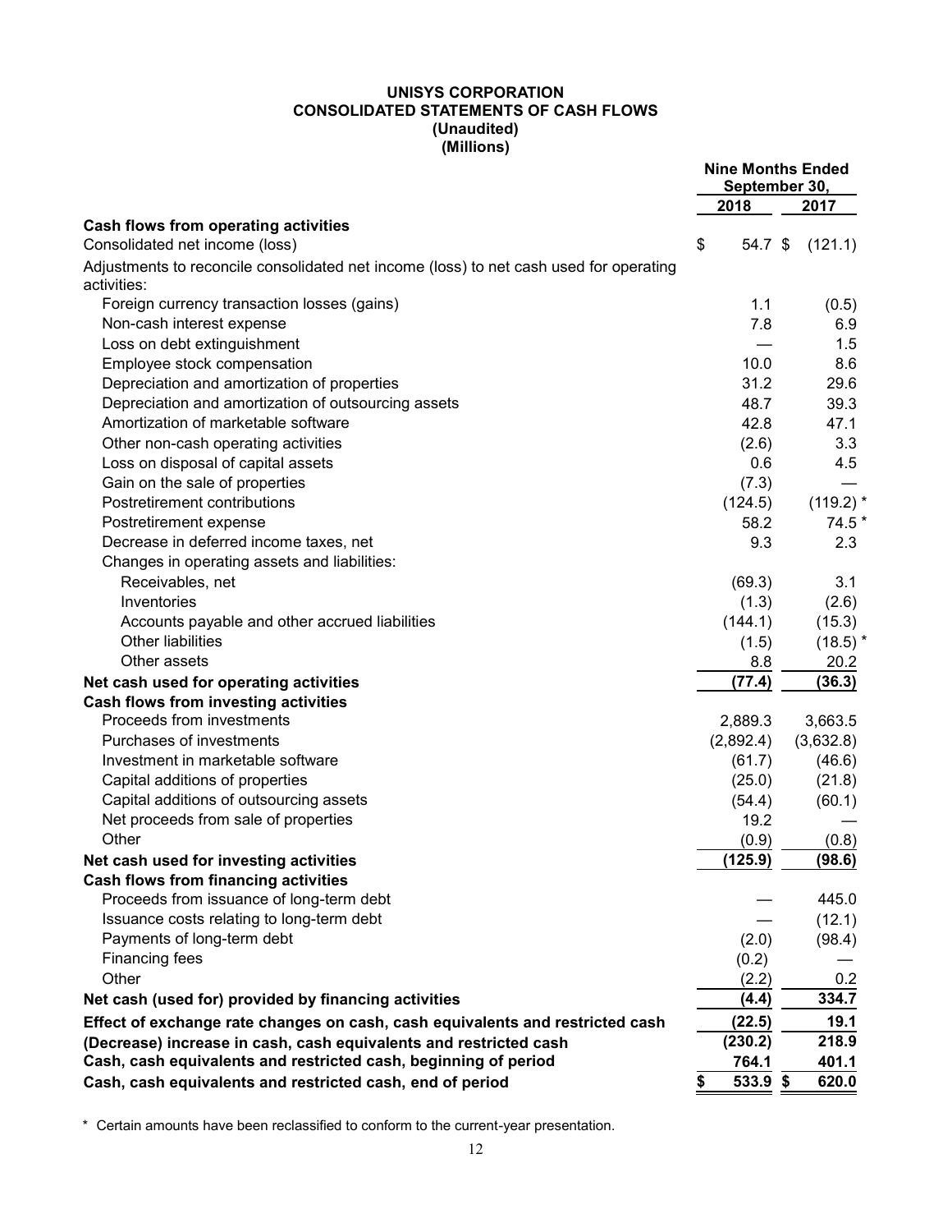# UNISYS CORPORATION
## CONSOLIDATED STATEMENTS OF CASH FLOWS
### (Unaudited)
### (Millions)

| | Nine Months Ended September 30, | |
|---|---|---|
| | 2018 | 2017 |
| **Cash flows from operating activities** | | |
| Consolidated net income (loss) | $ 54.7 | $ (121.1) |
| Adjustments to reconcile consolidated net income (loss) to net cash used for operating activities: | | |
| Foreign currency transaction losses (gains) | 1.1 | (0.5) |
| Non-cash interest expense | 7.8 | 6.9 |
| Loss on debt extinguishment | — | 1.5 |
| Employee stock compensation | 10.0 | 8.6 |
| Depreciation and amortization of properties | 31.2 | 29.6 |
| Depreciation and amortization of outsourcing assets | 48.7 | 39.3 |
| Amortization of marketable software | 42.8 | 47.1 |
| Other non-cash operating activities | (2.6) | 3.3 |
| Loss on disposal of capital assets | 0.6 | 4.5 |
| Gain on the sale of properties | (7.3) | — |
| Postretirement contributions | (124.5) | (119.2) * |
| Postretirement expense | 58.2 | 74.5 * |
| Decrease in deferred income taxes, net | 9.3 | 2.3 |
| Changes in operating assets and liabilities: | | |
| Receivables, net | (69.3) | 3.1 |
| Inventories | (1.3) | (2.6) |
| Accounts payable and other accrued liabilities | (144.1) | (15.3) |
| Other liabilities | (1.5) | (18.5) * |
| Other assets | 8.8 | 20.2 |
| **Net cash used for operating activities** | **(77.4)** | **(36.3)** |
| **Cash flows from investing activities** | | |
| Proceeds from investments | 2,889.3 | 3,663.5 |
| Purchases of investments | (2,892.4) | (3,632.8) |
| Investment in marketable software | (61.7) | (46.6) |
| Capital additions of properties | (25.0) | (21.8) |
| Capital additions of outsourcing assets | (54.4) | (60.1) |
| Net proceeds from sale of properties | 19.2 | — |
| Other | (0.9) | (0.8) |
| **Net cash used for investing activities** | **(125.9)** | **(98.6)** |
| **Cash flows from financing activities** | | |
| Proceeds from issuance of long-term debt | — | 445.0 |
| Issuance costs relating to long-term debt | — | (12.1) |
| Payments of long-term debt | (2.0) | (98.4) |
| Financing fees | (0.2) | — |
| Other | (2.2) | 0.2 |
| **Net cash (used for) provided by financing activities** | **(4.4)** | **334.7** |
| **Effect of exchange rate changes on cash, cash equivalents and restricted cash** | **(22.5)** | **19.1** |
| **(Decrease) increase in cash, cash equivalents and restricted cash** | **(230.2)** | **218.9** |
| **Cash, cash equivalents and restricted cash, beginning of period** | **764.1** | **401.1** |
| **Cash, cash equivalents and restricted cash, end of period** | **$ 533.9** | **$ 620.0** |

\* Certain amounts have been reclassified to conform to the current-year presentation.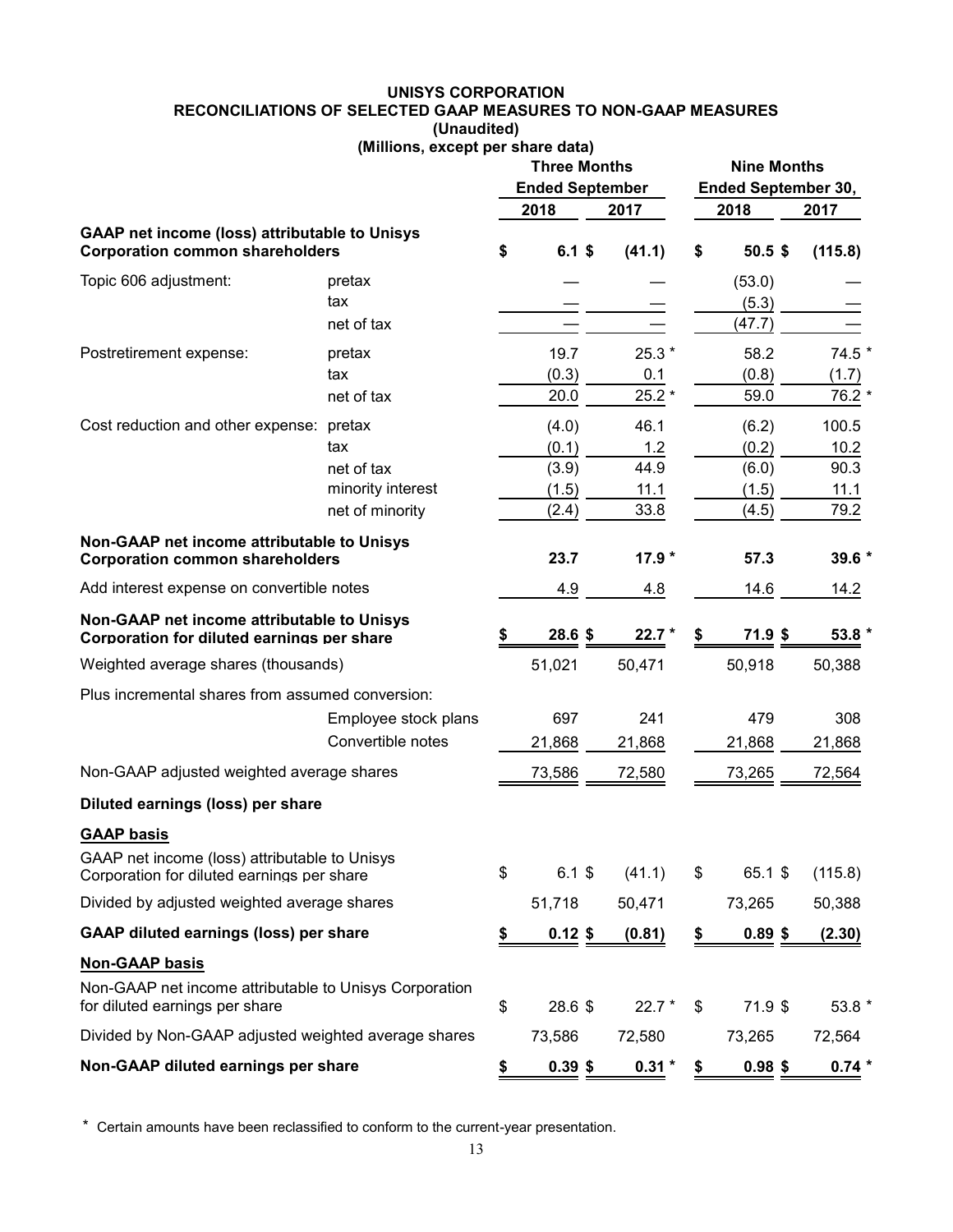**UNISYS CORPORATION**
**RECONCILIATIONS OF SELECTED GAAP MEASURES TO NON-GAAP MEASURES**
**(Unaudited)**
**(Millions, except per share data)**

| | | Three Months Ended September | | Nine Months Ended September 30, | |
|---|---|---|---|---|---|
| | | 2018 | 2017 | 2018 | 2017 |
| **GAAP net income (loss) attributable to Unisys Corporation common shareholders** | | **$ 6.1** | **$ (41.1)** | **$ 50.5** | **$ (115.8)** |
| Topic 606 adjustment: | pretax | — | — | (53.0) | — |
| | tax | — | — | (5.3) | — |
| | net of tax | — | — | (47.7) | — |
| Postretirement expense: | pretax | 19.7 | 25.3 * | 58.2 | 74.5 * |
| | tax | (0.3) | 0.1 | (0.8) | (1.7) |
| | net of tax | 20.0 | 25.2 * | 59.0 | 76.2 * |
| Cost reduction and other expense: | pretax | (4.0) | 46.1 | (6.2) | 100.5 |
| | tax | (0.1) | 1.2 | (0.2) | 10.2 |
| | net of tax | (3.9) | 44.9 | (6.0) | 90.3 |
| | minority interest | (1.5) | 11.1 | (1.5) | 11.1 |
| | net of minority | (2.4) | 33.8 | (4.5) | 79.2 |
| **Non-GAAP net income attributable to Unisys Corporation common shareholders** | | **23.7** | **17.9 *** | **57.3** | **39.6 *** |
| Add interest expense on convertible notes | | 4.9 | 4.8 | 14.6 | 14.2 |
| **Non-GAAP net income attributable to Unisys Corporation for diluted earnings per share** | | **$ 28.6** | **$ 22.7 *** | **$ 71.9** | **$ 53.8 *** |
| Weighted average shares (thousands) | | 51,021 | 50,471 | 50,918 | 50,388 |
| Plus incremental shares from assumed conversion: | | | | | |
| | Employee stock plans | 697 | 241 | 479 | 308 |
| | Convertible notes | 21,868 | 21,868 | 21,868 | 21,868 |
| Non-GAAP adjusted weighted average shares | | 73,586 | 72,580 | 73,265 | 72,564 |
| **Diluted earnings (loss) per share** | | | | | |
| **GAAP basis** | | | | | |
| GAAP net income (loss) attributable to Unisys Corporation for diluted earnings per share | | $ 6.1 | $ (41.1) | $ 65.1 | $ (115.8) |
| Divided by adjusted weighted average shares | | 51,718 | 50,471 | 73,265 | 50,388 |
| **GAAP diluted earnings (loss) per share** | | **$ 0.12** | **$ (0.81)** | **$ 0.89** | **$ (2.30)** |
| **Non-GAAP basis** | | | | | |
| Non-GAAP net income attributable to Unisys Corporation for diluted earnings per share | | $ 28.6 | $ 22.7 * | $ 71.9 | $ 53.8 * |
| Divided by Non-GAAP adjusted weighted average shares | | 73,586 | 72,580 | 73,265 | 72,564 |
| **Non-GAAP diluted earnings per share** | | **$ 0.39** | **$ 0.31 *** | **$ 0.98** | **$ 0.74 *** |

\* Certain amounts have been reclassified to conform to the current-year presentation.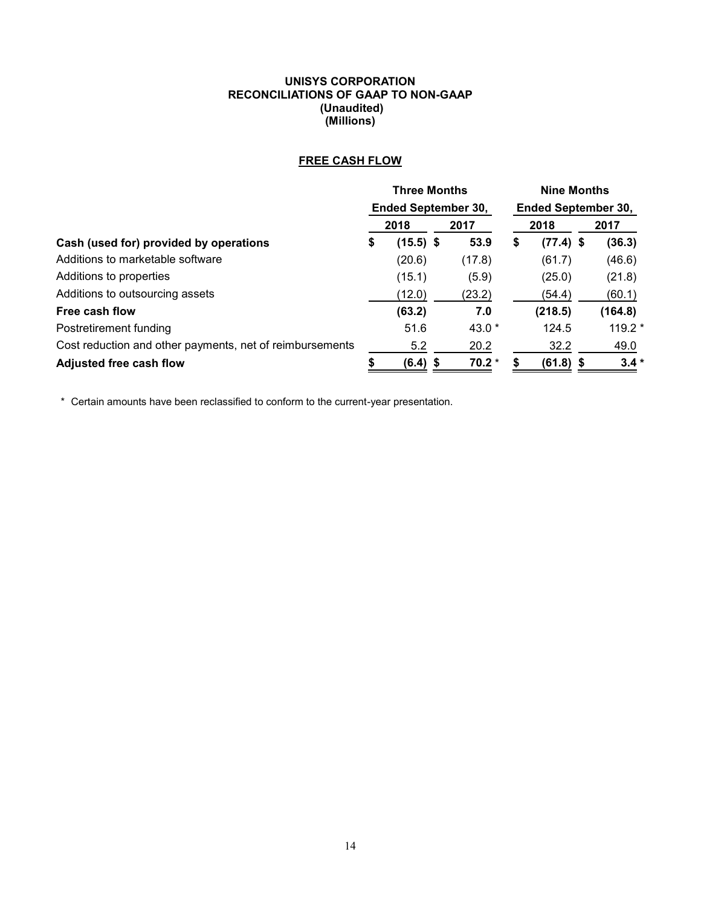**UNISYS CORPORATION**
**RECONCILIATIONS OF GAAP TO NON-GAAP**
**(Unaudited)**
**(Millions)**

**FREE CASH FLOW**

| | Three Months Ended September 30, | | Nine Months Ended September 30, | |
|---|---|---|---|---|
| | 2018 | 2017 | 2018 | 2017 |
| **Cash (used for) provided by operations** | **$ (15.5)** | **$ 53.9** | **$ (77.4)** | **$ (36.3)** |
| Additions to marketable software | (20.6) | (17.8) | (61.7) | (46.6) |
| Additions to properties | (15.1) | (5.9) | (25.0) | (21.8) |
| Additions to outsourcing assets | (12.0) | (23.2) | (54.4) | (60.1) |
| **Free cash flow** | **(63.2)** | **7.0** | **(218.5)** | **(164.8)** |
| Postretirement funding | 51.6 | 43.0 * | 124.5 | 119.2 * |
| Cost reduction and other payments, net of reimbursements | 5.2 | 20.2 | 32.2 | 49.0 |
| **Adjusted free cash flow** | **$ (6.4)** | **$ 70.2 *** | **$ (61.8)** | **$ 3.4 *** |

\* Certain amounts have been reclassified to conform to the current-year presentation.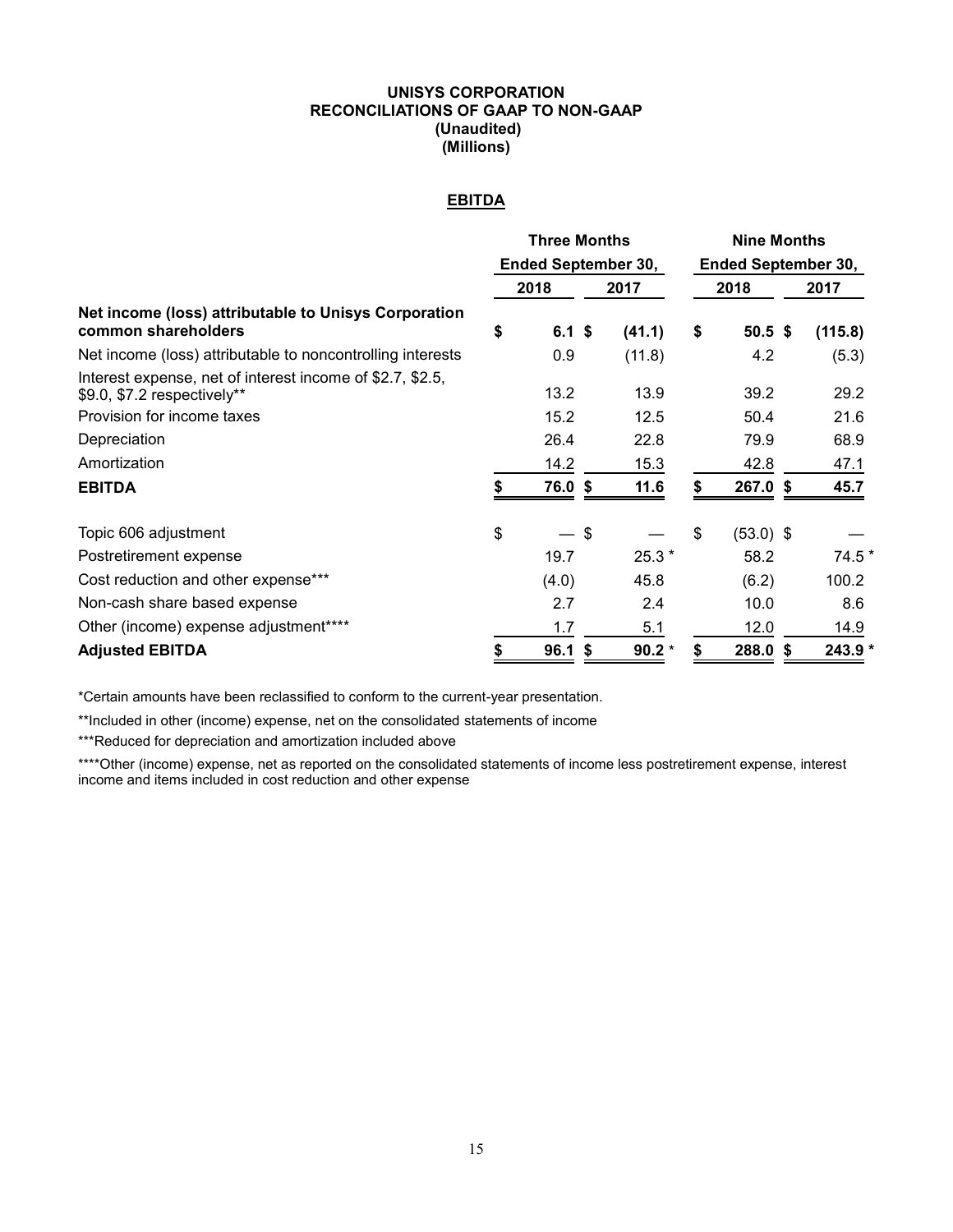**UNISYS CORPORATION**
**RECONCILIATIONS OF GAAP TO NON-GAAP**
**(Unaudited)**
**(Millions)**

**EBITDA**

| | Three Months Ended September 30, | | Nine Months Ended September 30, | |
|---|---|---|---|---|
| | 2018 | 2017 | 2018 | 2017 |
| **Net income (loss) attributable to Unisys Corporation common shareholders** | **$ 6.1** | **$ (41.1)** | **$ 50.5** | **$ (115.8)** |
| Net income (loss) attributable to noncontrolling interests | 0.9 | (11.8) | 4.2 | (5.3) |
| Interest expense, net of interest income of $2.7, $2.5, $9.0, $7.2 respectively** | 13.2 | 13.9 | 39.2 | 29.2 |
| Provision for income taxes | 15.2 | 12.5 | 50.4 | 21.6 |
| Depreciation | 26.4 | 22.8 | 79.9 | 68.9 |
| Amortization | 14.2 | 15.3 | 42.8 | 47.1 |
| **EBITDA** | **$ 76.0** | **$ 11.6** | **$ 267.0** | **$ 45.7** |
| | | | | |
| Topic 606 adjustment | $ — | $ — | $ (53.0) | $ — |
| Postretirement expense | 19.7 | 25.3 * | 58.2 | 74.5 * |
| Cost reduction and other expense*** | (4.0) | 45.8 | (6.2) | 100.2 |
| Non-cash share based expense | 2.7 | 2.4 | 10.0 | 8.6 |
| Other (income) expense adjustment**** | 1.7 | 5.1 | 12.0 | 14.9 |
| **Adjusted EBITDA** | **$ 96.1** | **$ 90.2** * | **$ 288.0** | **$ 243.9** * |

*Certain amounts have been reclassified to conform to the current-year presentation.

**Included in other (income) expense, net on the consolidated statements of income

***Reduced for depreciation and amortization included above

****Other (income) expense, net as reported on the consolidated statements of income less postretirement expense, interest income and items included in cost reduction and other expense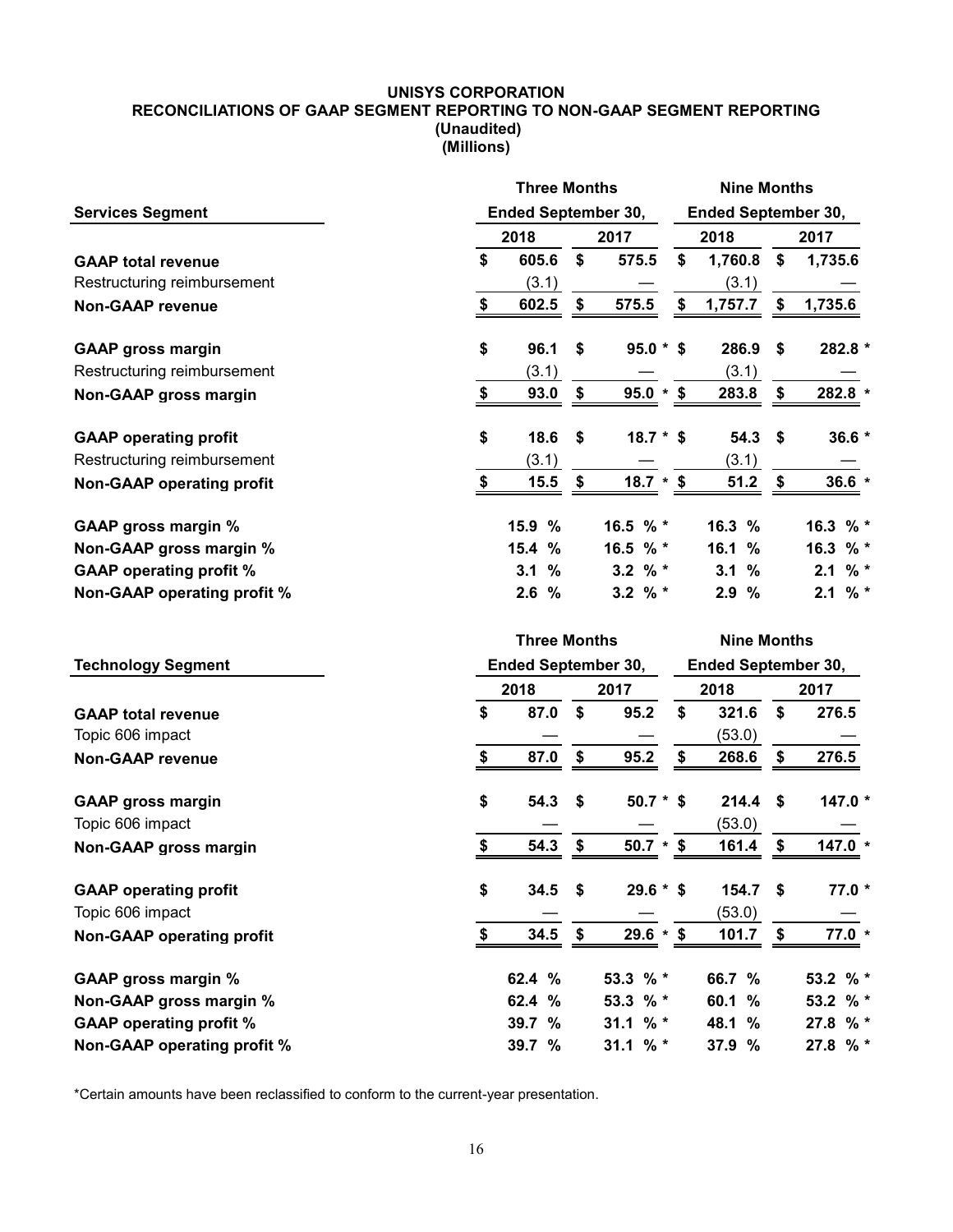# UNISYS CORPORATION
## RECONCILIATIONS OF GAAP SEGMENT REPORTING TO NON-GAAP SEGMENT REPORTING
**(Unaudited)**
**(Millions)**

| Services Segment | Three Months Ended September 30, 2018 | Three Months Ended September 30, 2017 | Nine Months Ended September 30, 2018 | Nine Months Ended September 30, 2017 |
|---|---|---|---|---|
| **GAAP total revenue** | $ 605.6 | $ 575.5 | $ 1,760.8 | $ 1,735.6 |
| Restructuring reimbursement | (3.1) | — | (3.1) | — |
| **Non-GAAP revenue** | $ 602.5 | $ 575.5 | $ 1,757.7 | $ 1,735.6 |
| **GAAP gross margin** | $ 96.1 | $ 95.0 * | $ 286.9 | $ 282.8 * |
| Restructuring reimbursement | (3.1) | — | (3.1) | — |
| **Non-GAAP gross margin** | $ 93.0 | $ 95.0 * | $ 283.8 | $ 282.8 * |
| **GAAP operating profit** | $ 18.6 | $ 18.7 * | $ 54.3 | $ 36.6 * |
| Restructuring reimbursement | (3.1) | — | (3.1) | — |
| **Non-GAAP operating profit** | $ 15.5 | $ 18.7 * | $ 51.2 | $ 36.6 * |
| **GAAP gross margin %** | 15.9 % | 16.5 % * | 16.3 % | 16.3 % * |
| **Non-GAAP gross margin %** | 15.4 % | 16.5 % * | 16.1 % | 16.3 % * |
| **GAAP operating profit %** | 3.1 % | 3.2 % * | 3.1 % | 2.1 % * |
| **Non-GAAP operating profit %** | 2.6 % | 3.2 % * | 2.9 % | 2.1 % * |

| Technology Segment | Three Months Ended September 30, 2018 | Three Months Ended September 30, 2017 | Nine Months Ended September 30, 2018 | Nine Months Ended September 30, 2017 |
|---|---|---|---|---|
| **GAAP total revenue** | $ 87.0 | $ 95.2 | $ 321.6 | $ 276.5 |
| Topic 606 impact | — | — | (53.0) | — |
| **Non-GAAP revenue** | $ 87.0 | $ 95.2 | $ 268.6 | $ 276.5 |
| **GAAP gross margin** | $ 54.3 | $ 50.7 * | $ 214.4 | $ 147.0 * |
| Topic 606 impact | — | — | (53.0) | — |
| **Non-GAAP gross margin** | $ 54.3 | $ 50.7 * | $ 161.4 | $ 147.0 * |
| **GAAP operating profit** | $ 34.5 | $ 29.6 * | $ 154.7 | $ 77.0 * |
| Topic 606 impact | — | — | (53.0) | — |
| **Non-GAAP operating profit** | $ 34.5 | $ 29.6 * | $ 101.7 | $ 77.0 * |
| **GAAP gross margin %** | 62.4 % | 53.3 % * | 66.7 % | 53.2 % * |
| **Non-GAAP gross margin %** | 62.4 % | 53.3 % * | 60.1 % | 53.2 % * |
| **GAAP operating profit %** | 39.7 % | 31.1 % * | 48.1 % | 27.8 % * |
| **Non-GAAP operating profit %** | 39.7 % | 31.1 % * | 37.9 % | 27.8 % * |

*Certain amounts have been reclassified to conform to the current-year presentation.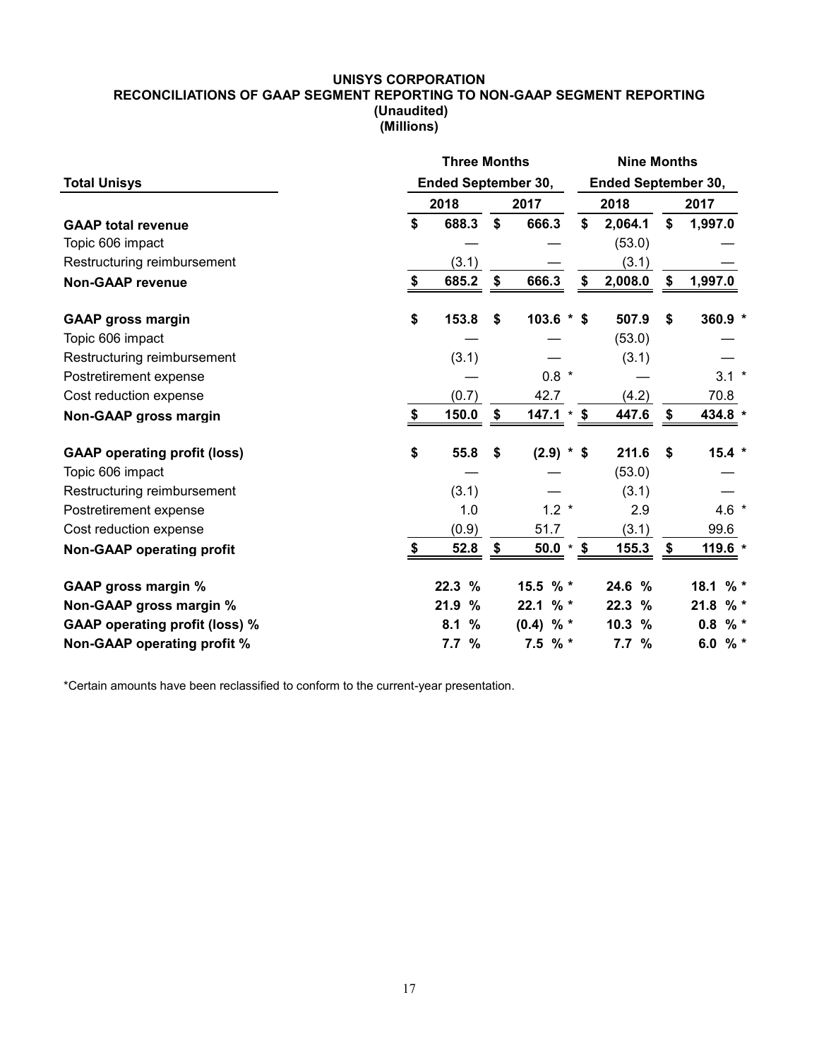# UNISYS CORPORATION
## RECONCILIATIONS OF GAAP SEGMENT REPORTING TO NON-GAAP SEGMENT REPORTING
### (Unaudited)
### (Millions)

| Total Unisys | Three Months Ended September 30, | | Nine Months Ended September 30, | |
|---|---|---|---|---|
| | 2018 | 2017 | 2018 | 2017 |
| **GAAP total revenue** | $ 688.3 | $ 666.3 | $ 2,064.1 | $ 1,997.0 |
| Topic 606 impact | — | — | (53.0) | — |
| Restructuring reimbursement | (3.1) | — | (3.1) | — |
| **Non-GAAP revenue** | $ 685.2 | $ 666.3 | $ 2,008.0 | $ 1,997.0 |
| | | | | |
| **GAAP gross margin** | $ 153.8 | $ 103.6 * | $ 507.9 | $ 360.9 * |
| Topic 606 impact | — | — | (53.0) | — |
| Restructuring reimbursement | (3.1) | — | (3.1) | — |
| Postretirement expense | — | 0.8 * | — | 3.1 * |
| Cost reduction expense | (0.7) | 42.7 | (4.2) | 70.8 |
| **Non-GAAP gross margin** | $ 150.0 | $ 147.1 * | $ 447.6 | $ 434.8 * |
| | | | | |
| **GAAP operating profit (loss)** | $ 55.8 | $ (2.9) * | $ 211.6 | $ 15.4 * |
| Topic 606 impact | — | — | (53.0) | — |
| Restructuring reimbursement | (3.1) | — | (3.1) | — |
| Postretirement expense | 1.0 | 1.2 * | 2.9 | 4.6 * |
| Cost reduction expense | (0.9) | 51.7 | (3.1) | 99.6 |
| **Non-GAAP operating profit** | $ 52.8 | $ 50.0 * | $ 155.3 | $ 119.6 * |
| | | | | |
| **GAAP gross margin %** | 22.3 % | 15.5 % * | 24.6 % | 18.1 % * |
| **Non-GAAP gross margin %** | 21.9 % | 22.1 % * | 22.3 % | 21.8 % * |
| **GAAP operating profit (loss) %** | 8.1 % | (0.4) % * | 10.3 % | 0.8 % * |
| **Non-GAAP operating profit %** | 7.7 % | 7.5 % * | 7.7 % | 6.0 % * |

*Certain amounts have been reclassified to conform to the current-year presentation.